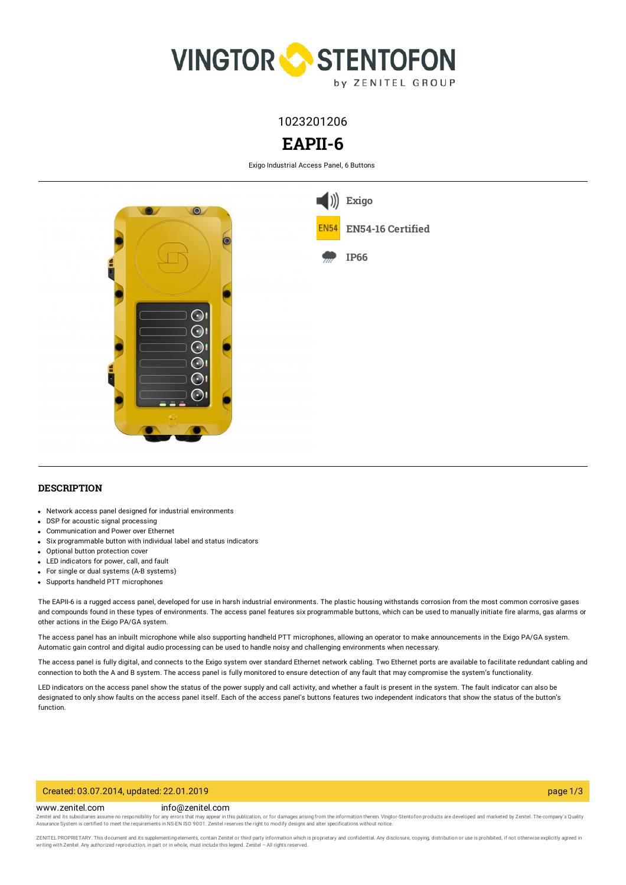1023201206

# EAPII-6

Exigo Industrial Access Panel, 6 Buttons

Exigo

EN54-16 Certified

IP66

## DESCRIPTION

- Network access panel designed for industrial environments
- DSP for acoustic signal processing
- Communication and Power over Ethernet
- Six programmable button with individual label and status indicators
- Optional button protection cover
- LED indicators for power, call, and fault
- For single or dual systems (A-B systems)
- Supports handheld PTT microphones

The EAPII-6 is a rugged access panel, developed for use in harsh industrial environments. The plastic housing withstands corrosion from the most common corrosive gases and compounds found in these types of environments. The access panel features six programmable buttons, which can be used to manually initiate fire alarms, gas alarms or other actions in the Exigo PA/GA system.

The access panel has an inbuilt microphone while also supporting handheld PTT microphones, allowing an operator to make announcements in the Exigo PA/GA system. Automatic gain control and digital audio processing can be used to handle noisy and challenging environments when necessary.

The access panel is fully digital, and connects to the Exigo system over standard Ethernet network cabling. Two Ethernet ports are available to facilitate redundant cabling and connection to both the A and B system. The access panel is fully monitored to ensure detection of any fault that may compromise the system's functionality.

LED indicators on the access panel show the status of the power supply and call activity, and whether a fault is present in the system. The fault indicator can also be designated to only show faults on the access panel itself. Each of the access panel's buttons features two independent indicators that show the status of the button's function.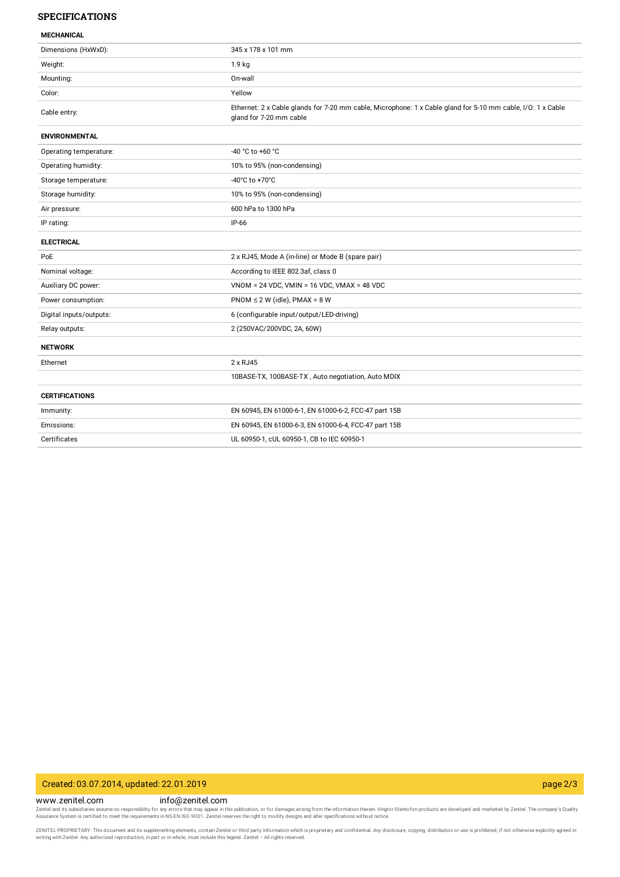## SPECIFICATIONS

| **MECHANICAL** | |
|---|---|
| Dimensions (HxWxD): | 345 x 178 x 101 mm |
| Weight: | 1.9 kg |
| Mounting: | On-wall |
| Color: | Yellow |
| Cable entry: | Ethernet: 2 x Cable glands for 7-20 mm cable, Microphone: 1 x Cable gland for 5-10 mm cable, I/O: 1 x Cable gland for 7-20 mm cable |
| **ENVIRONMENTAL** | |
| Operating temperature: | -40 °C to +60 °C |
| Operating humidity: | 10% to 95% (non-condensing) |
| Storage temperature: | -40°C to +70°C |
| Storage humidity: | 10% to 95% (non-condensing) |
| Air pressure: | 600 hPa to 1300 hPa |
| IP rating: | IP-66 |
| **ELECTRICAL** | |
| PoE | 2 x RJ45, Mode A (in-line) or Mode B (spare pair) |
| Nominal voltage: | According to IEEE 802.3af, class 0 |
| Auxiliary DC power: | VNOM = 24 VDC, VMIN = 16 VDC, VMAX = 48 VDC |
| Power consumption: | PNOM ≤ 2 W (idle), PMAX = 8 W |
| Digital inputs/outputs: | 6 (configurable input/output/LED-driving) |
| Relay outputs: | 2 (250VAC/200VDC, 2A, 60W) |
| **NETWORK** | |
| Ethernet | 2 x RJ45 |
| | 10BASE-TX, 100BASE-TX , Auto negotiation, Auto MDIX |
| **CERTIFICATIONS** | |
| Immunity: | EN 60945, EN 61000-6-1, EN 61000-6-2, FCC-47 part 15B |
| Emissions: | EN 60945, EN 61000-6-3, EN 61000-6-4, FCC-47 part 15B |
| Certificates | UL 60950-1, cUL 60950-1, CB to IEC 60950-1 |

Created: 03.07.2014, updated: 22.01.2019

www.zenitel.com info@zenitel.com

Zenitel and its subsidiaries assume no responsibility for any errors that may appear in this publication, or for damages arising from the information therein. Vingtor-Stentofon products are developed and marketed by Zenitel. The company's Quality Assurance System is certified to meet the requirements in NS-EN ISO 9001. Zenitel reserves the right to modify designs and alter specifications without notice.

ZENITEL PROPRIETARY. This document and its supplementing elements, contain Zenitel or third party information which is proprietary and confidential. Any disclosure, copying, distribution or use is prohibited, if not otherwise explicitly agreed in writing with Zenitel. Any authorized reproduction, in part or in whole, must include this legend. Zenitel – All rights reserved.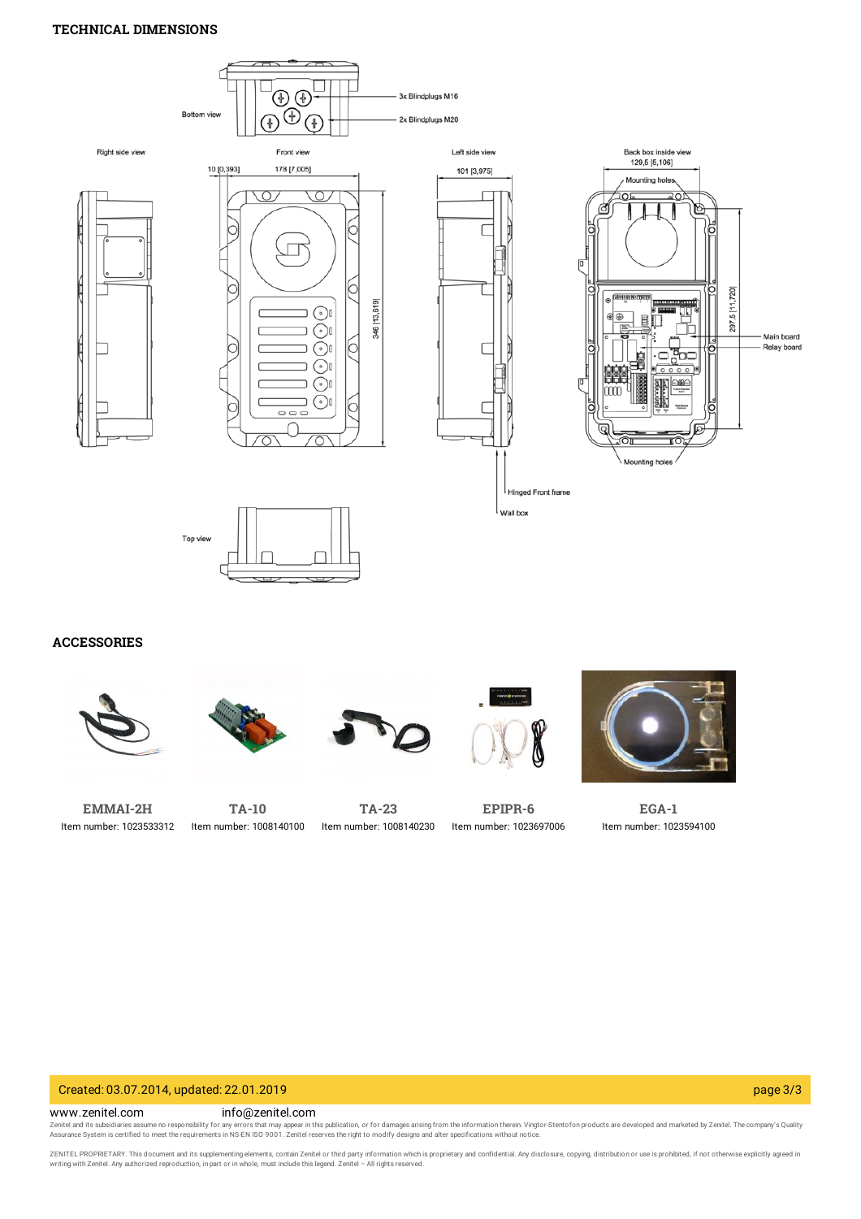## TECHNICAL DIMENSIONS

Bottom view

3x Blindplugs M16

2x Blindplugs M20

Right side view

Front view

10 [0,393]

178 [7,005]

346 [13,619]

Left side view

101 [3,975]

Back box inside view

129,5 [5,106]

Mounting holes

297,5 [11,720]

Main board

Relay board

Mounting holes

Hinged Front frame

Wall box

Top view

## ACCESSORIES

| | | | | |
|---|---|---|---|---|
| **EMMAI-2H** | **TA-10** | **TA-23** | **EPIPR-6** | **EGA-1** |
| Item number: 1023533312 | Item number: 1008140100 | Item number: 1008140230 | Item number: 1023697006 | Item number: 1023594100 |

Created: 03.07.2014, updated: 22.01.2019

www.zenitel.com info@zenitel.com

Zenitel and its subsidiaries assume no responsibility for any errors that may appear in this publication, or for damages arising from the information therein. Vingtor-Stentofon products are developed and marketed by Zenitel. The company's Quality Assurance System is certified to meet the requirements in NS-EN ISO 9001. Zenitel reserves the right to modify designs and alter specifications without notice.

ZENITEL PROPRIETARY. This document and its supplementing elements, contain Zenitel or third party information which is proprietary and confidential. Any disclosure, copying, distribution or use is prohibited, if not otherwise explicitly agreed in writing with Zenitel. Any authorized reproduction, in part or in whole, must include this legend. Zenitel – All rights reserved.